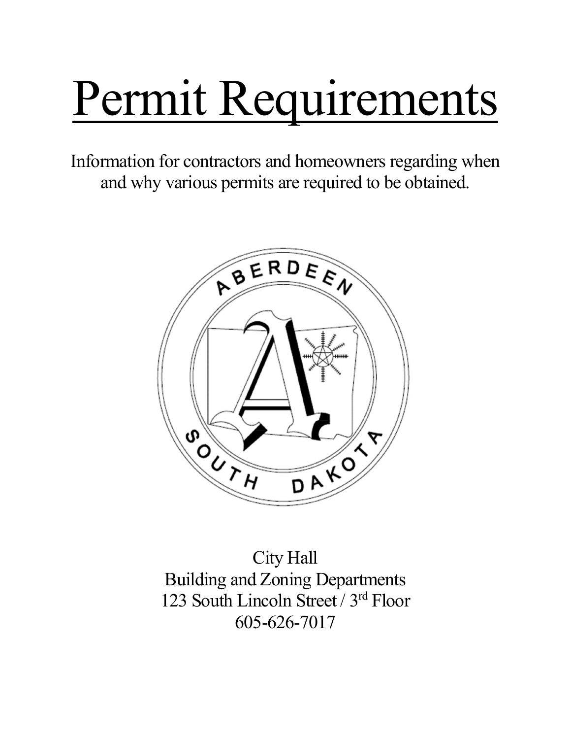# Permit Requirements

Information for contractors and homeowners regarding when and why various permits are required to be obtained.

City Hall
Building and Zoning Departments
123 South Lincoln Street / 3rd Floor
605-626-7017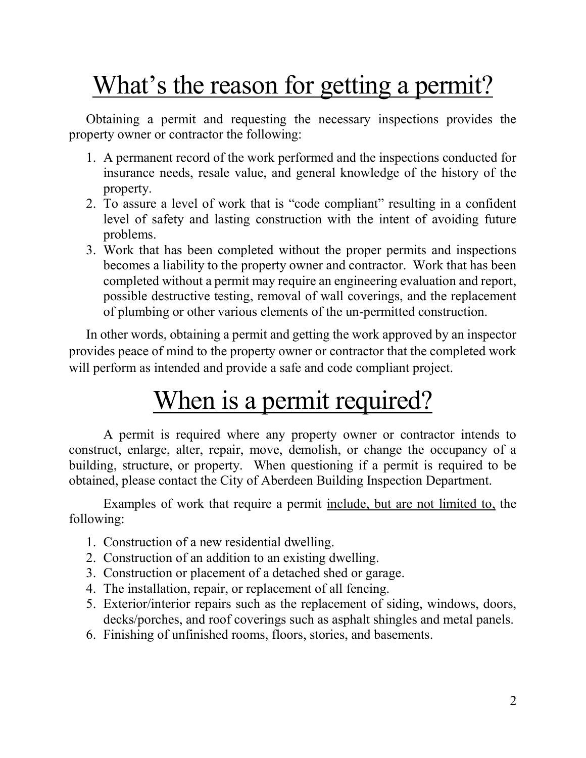# What's the reason for getting a permit?

Obtaining a permit and requesting the necessary inspections provides the property owner or contractor the following:

1. A permanent record of the work performed and the inspections conducted for insurance needs, resale value, and general knowledge of the history of the property.
2. To assure a level of work that is "code compliant" resulting in a confident level of safety and lasting construction with the intent of avoiding future problems.
3. Work that has been completed without the proper permits and inspections becomes a liability to the property owner and contractor. Work that has been completed without a permit may require an engineering evaluation and report, possible destructive testing, removal of wall coverings, and the replacement of plumbing or other various elements of the un-permitted construction.

In other words, obtaining a permit and getting the work approved by an inspector provides peace of mind to the property owner or contractor that the completed work will perform as intended and provide a safe and code compliant project.

# When is a permit required?

A permit is required where any property owner or contractor intends to construct, enlarge, alter, repair, move, demolish, or change the occupancy of a building, structure, or property. When questioning if a permit is required to be obtained, please contact the City of Aberdeen Building Inspection Department.

Examples of work that require a permit include, but are not limited to, the following:

1. Construction of a new residential dwelling.
2. Construction of an addition to an existing dwelling.
3. Construction or placement of a detached shed or garage.
4. The installation, repair, or replacement of all fencing.
5. Exterior/interior repairs such as the replacement of siding, windows, doors, decks/porches, and roof coverings such as asphalt shingles and metal panels.
6. Finishing of unfinished rooms, floors, stories, and basements.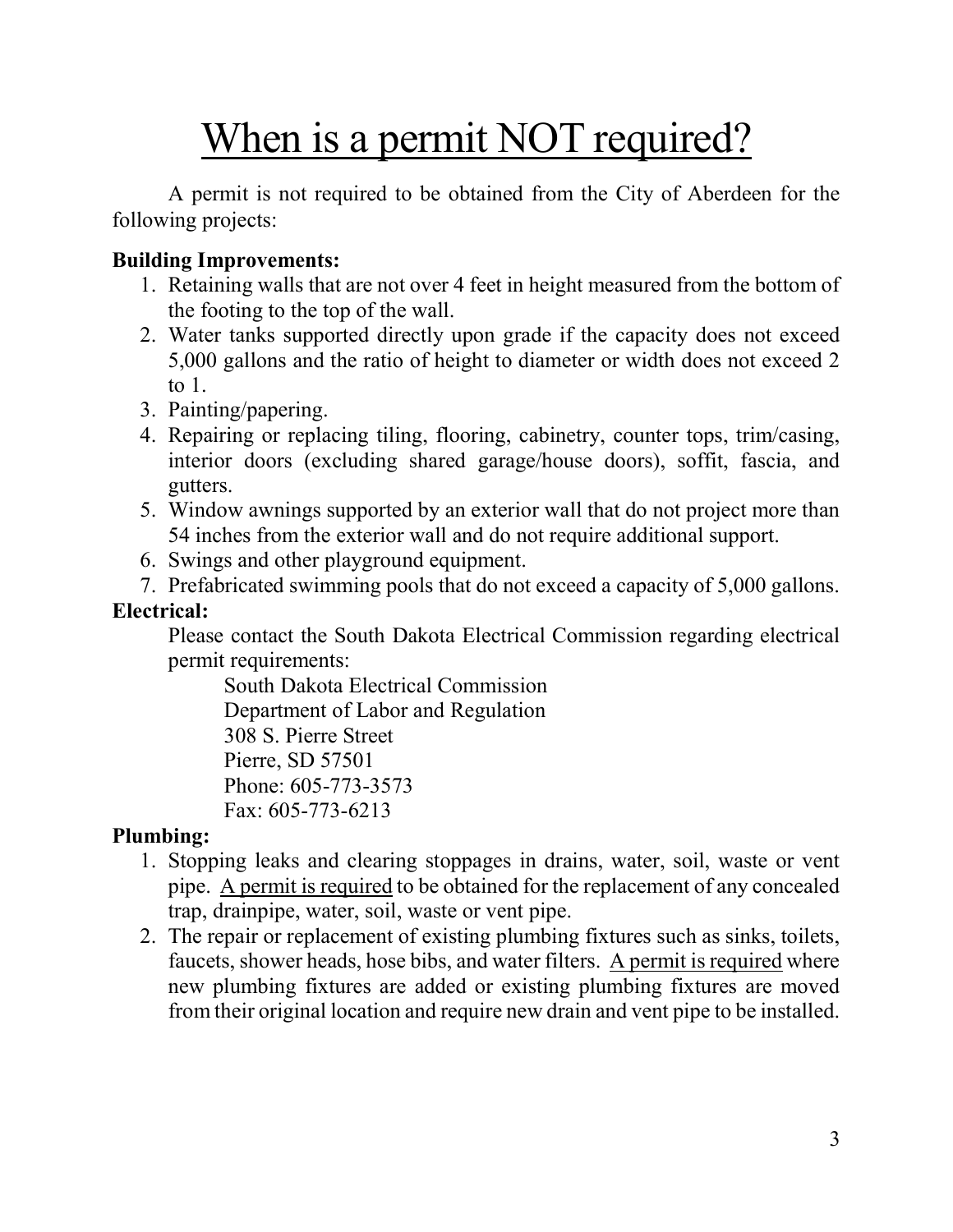# When is a permit NOT required?

A permit is not required to be obtained from the City of Aberdeen for the following projects:

**Building Improvements:**

1. Retaining walls that are not over 4 feet in height measured from the bottom of the footing to the top of the wall.
2. Water tanks supported directly upon grade if the capacity does not exceed 5,000 gallons and the ratio of height to diameter or width does not exceed 2 to 1.
3. Painting/papering.
4. Repairing or replacing tiling, flooring, cabinetry, counter tops, trim/casing, interior doors (excluding shared garage/house doors), soffit, fascia, and gutters.
5. Window awnings supported by an exterior wall that do not project more than 54 inches from the exterior wall and do not require additional support.
6. Swings and other playground equipment.
7. Prefabricated swimming pools that do not exceed a capacity of 5,000 gallons.

**Electrical:**

Please contact the South Dakota Electrical Commission regarding electrical permit requirements:

South Dakota Electrical Commission
Department of Labor and Regulation
308 S. Pierre Street
Pierre, SD 57501
Phone: 605-773-3573
Fax: 605-773-6213

**Plumbing:**

1. Stopping leaks and clearing stoppages in drains, water, soil, waste or vent pipe. A permit is required to be obtained for the replacement of any concealed trap, drainpipe, water, soil, waste or vent pipe.
2. The repair or replacement of existing plumbing fixtures such as sinks, toilets, faucets, shower heads, hose bibs, and water filters. A permit is required where new plumbing fixtures are added or existing plumbing fixtures are moved from their original location and require new drain and vent pipe to be installed.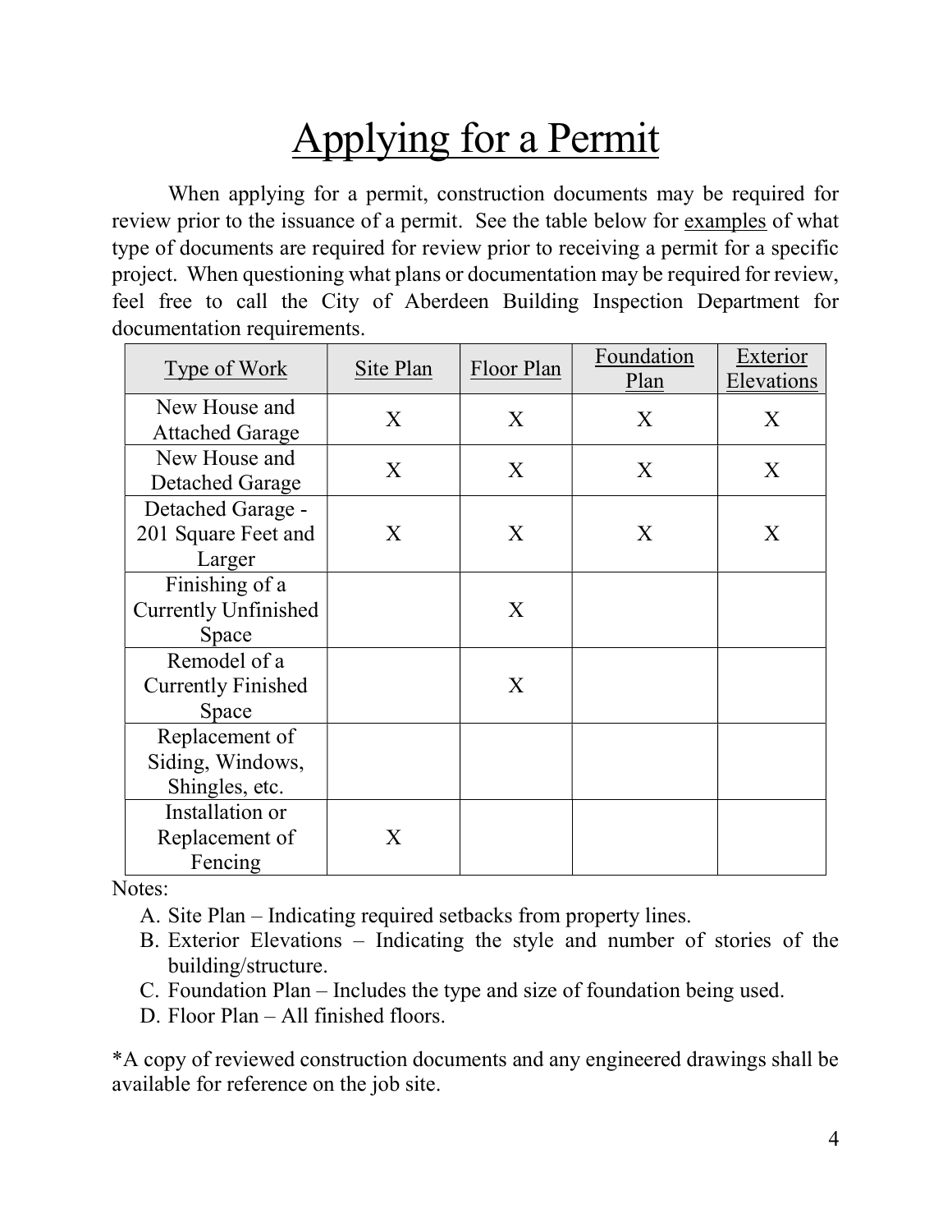# Applying for a Permit

When applying for a permit, construction documents may be required for review prior to the issuance of a permit. See the table below for examples of what type of documents are required for review prior to receiving a permit for a specific project. When questioning what plans or documentation may be required for review, feel free to call the City of Aberdeen Building Inspection Department for documentation requirements.

| Type of Work | Site Plan | Floor Plan | Foundation Plan | Exterior Elevations |
|---|---|---|---|---|
| New House and Attached Garage | X | X | X | X |
| New House and Detached Garage | X | X | X | X |
| Detached Garage - 201 Square Feet and Larger | X | X | X | X |
| Finishing of a Currently Unfinished Space | | X | | |
| Remodel of a Currently Finished Space | | X | | |
| Replacement of Siding, Windows, Shingles, etc. | | | | |
| Installation or Replacement of Fencing | X | | | |

Notes:

A. Site Plan – Indicating required setbacks from property lines.
B. Exterior Elevations – Indicating the style and number of stories of the building/structure.
C. Foundation Plan – Includes the type and size of foundation being used.
D. Floor Plan – All finished floors.

*A copy of reviewed construction documents and any engineered drawings shall be available for reference on the job site.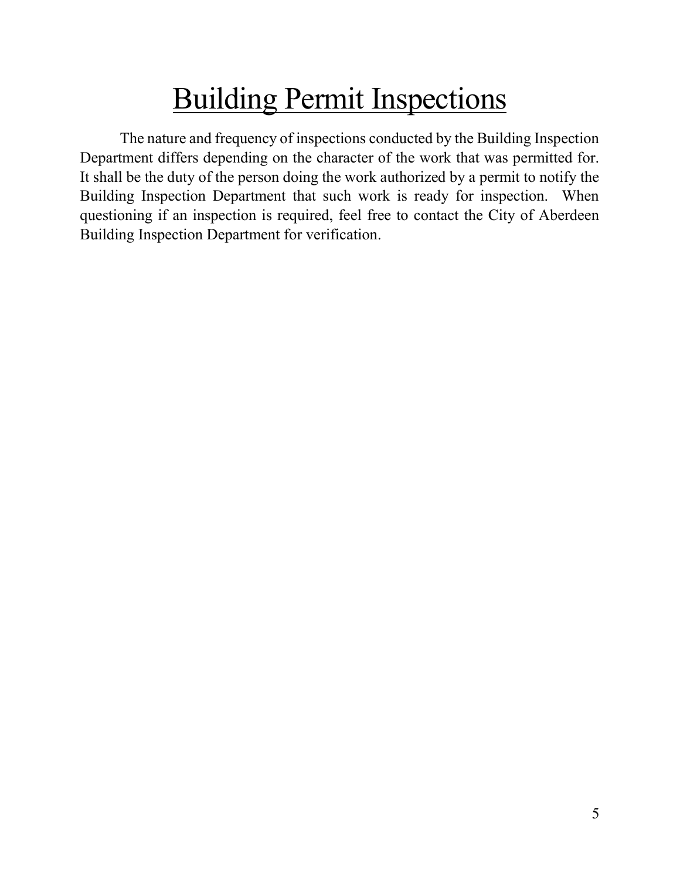# Building Permit Inspections

The nature and frequency of inspections conducted by the Building Inspection Department differs depending on the character of the work that was permitted for. It shall be the duty of the person doing the work authorized by a permit to notify the Building Inspection Department that such work is ready for inspection. When questioning if an inspection is required, feel free to contact the City of Aberdeen Building Inspection Department for verification.